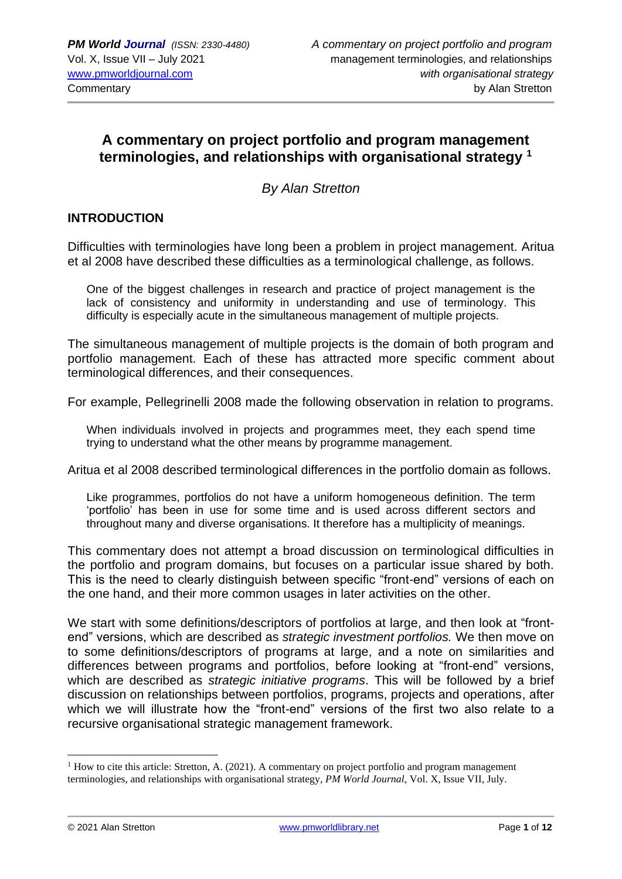# A commentary on project portfolio and program management terminologies, and relationships with organisational strategy [1]

*By Alan Stretton*

## INTRODUCTION

Difficulties with terminologies have long been a problem in project management. Aritua et al 2008 have described these difficulties as a terminological challenge, as follows.

> One of the biggest challenges in research and practice of project management is the lack of consistency and uniformity in understanding and use of terminology. This difficulty is especially acute in the simultaneous management of multiple projects.

The simultaneous management of multiple projects is the domain of both program and portfolio management. Each of these has attracted more specific comment about terminological differences, and their consequences.

For example, Pellegrinelli 2008 made the following observation in relation to programs.

> When individuals involved in projects and programmes meet, they each spend time trying to understand what the other means by programme management.

Aritua et al 2008 described terminological differences in the portfolio domain as follows.

> Like programmes, portfolios do not have a uniform homogeneous definition. The term 'portfolio' has been in use for some time and is used across different sectors and throughout many and diverse organisations. It therefore has a multiplicity of meanings.

This commentary does not attempt a broad discussion on terminological difficulties in the portfolio and program domains, but focuses on a particular issue shared by both. This is the need to clearly distinguish between specific "front-end" versions of each on the one hand, and their more common usages in later activities on the other.

We start with some definitions/descriptors of portfolios at large, and then look at "front-end" versions, which are described as *strategic investment portfolios.* We then move on to some definitions/descriptors of programs at large, and a note on similarities and differences between programs and portfolios, before looking at "front-end" versions, which are described as *strategic initiative programs*. This will be followed by a brief discussion on relationships between portfolios, programs, projects and operations, after which we will illustrate how the "front-end" versions of the first two also relate to a recursive organisational strategic management framework.

---

[1] How to cite this article: Stretton, A. (2021). A commentary on project portfolio and program management terminologies, and relationships with organisational strategy, *PM World Journal,* Vol. X, Issue VII, July.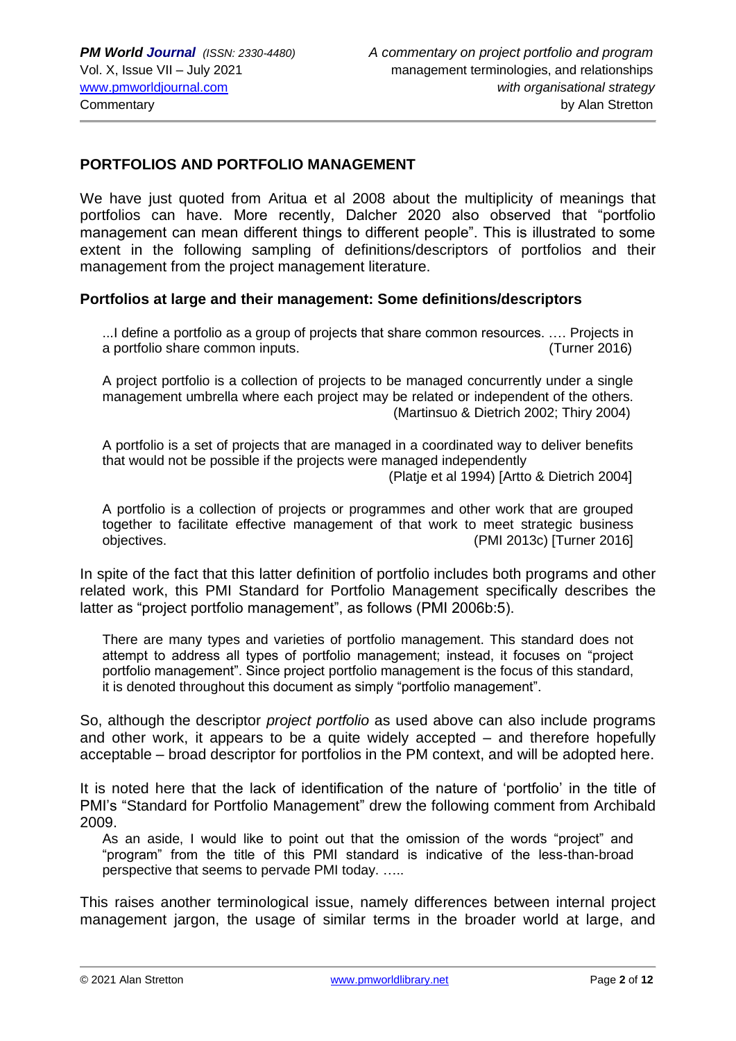## PORTFOLIOS AND PORTFOLIO MANAGEMENT

We have just quoted from Aritua et al 2008 about the multiplicity of meanings that portfolios can have. More recently, Dalcher 2020 also observed that "portfolio management can mean different things to different people". This is illustrated to some extent in the following sampling of definitions/descriptors of portfolios and their management from the project management literature.

### Portfolios at large and their management: Some definitions/descriptors

> ...I define a portfolio as a group of projects that share common resources. .... Projects in a portfolio share common inputs. (Turner 2016)

> A project portfolio is a collection of projects to be managed concurrently under a single management umbrella where each project may be related or independent of the others. (Martinsuo & Dietrich 2002; Thiry 2004)

> A portfolio is a set of projects that are managed in a coordinated way to deliver benefits that would not be possible if the projects were managed independently (Platje et al 1994) [Artto & Dietrich 2004]

> A portfolio is a collection of projects or programmes and other work that are grouped together to facilitate effective management of that work to meet strategic business objectives. (PMI 2013c) [Turner 2016]

In spite of the fact that this latter definition of portfolio includes both programs and other related work, this PMI Standard for Portfolio Management specifically describes the latter as "project portfolio management", as follows (PMI 2006b:5).

> There are many types and varieties of portfolio management. This standard does not attempt to address all types of portfolio management; instead, it focuses on "project portfolio management". Since project portfolio management is the focus of this standard, it is denoted throughout this document as simply "portfolio management".

So, although the descriptor *project portfolio* as used above can also include programs and other work, it appears to be a quite widely accepted – and therefore hopefully acceptable – broad descriptor for portfolios in the PM context, and will be adopted here.

It is noted here that the lack of identification of the nature of 'portfolio' in the title of PMI's "Standard for Portfolio Management" drew the following comment from Archibald 2009.

> As an aside, I would like to point out that the omission of the words "project" and "program" from the title of this PMI standard is indicative of the less-than-broad perspective that seems to pervade PMI today. .....

This raises another terminological issue, namely differences between internal project management jargon, the usage of similar terms in the broader world at large, and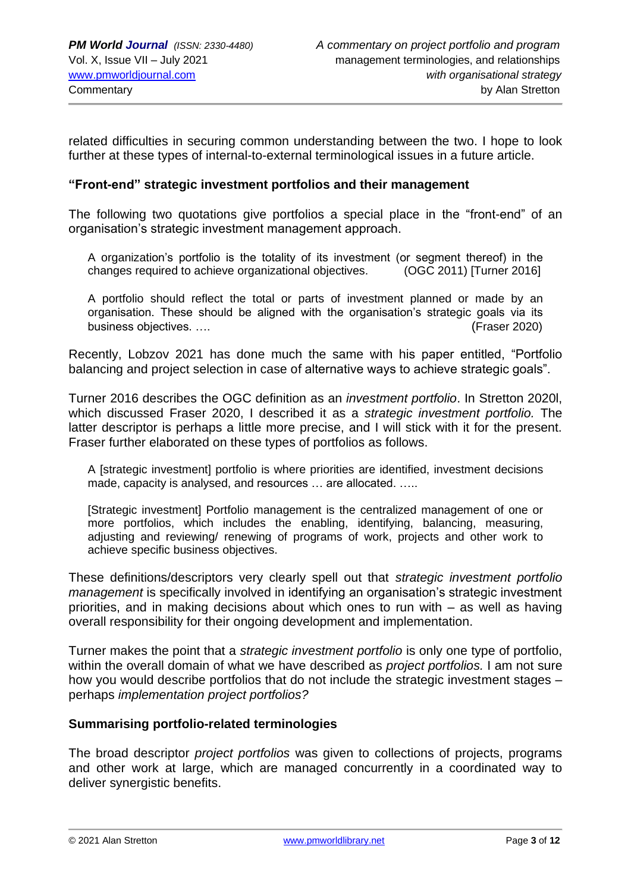related difficulties in securing common understanding between the two. I hope to look further at these types of internal-to-external terminological issues in a future article.

### "Front-end" strategic investment portfolios and their management

The following two quotations give portfolios a special place in the "front-end" of an organisation's strategic investment management approach.

> A organization's portfolio is the totality of its investment (or segment thereof) in the changes required to achieve organizational objectives. (OGC 2011) [Turner 2016]

> A portfolio should reflect the total or parts of investment planned or made by an organisation. These should be aligned with the organisation's strategic goals via its business objectives. …. (Fraser 2020)

Recently, Lobzov 2021 has done much the same with his paper entitled, "Portfolio balancing and project selection in case of alternative ways to achieve strategic goals".

Turner 2016 describes the OGC definition as an *investment portfolio*. In Stretton 2020l, which discussed Fraser 2020, I described it as a *strategic investment portfolio.* The latter descriptor is perhaps a little more precise, and I will stick with it for the present. Fraser further elaborated on these types of portfolios as follows.

> A [strategic investment] portfolio is where priorities are identified, investment decisions made, capacity is analysed, and resources … are allocated. …..

> [Strategic investment] Portfolio management is the centralized management of one or more portfolios, which includes the enabling, identifying, balancing, measuring, adjusting and reviewing/ renewing of programs of work, projects and other work to achieve specific business objectives.

These definitions/descriptors very clearly spell out that *strategic investment portfolio management* is specifically involved in identifying an organisation's strategic investment priorities, and in making decisions about which ones to run with – as well as having overall responsibility for their ongoing development and implementation.

Turner makes the point that a *strategic investment portfolio* is only one type of portfolio, within the overall domain of what we have described as *project portfolios.* I am not sure how you would describe portfolios that do not include the strategic investment stages – perhaps *implementation project portfolios?*

### Summarising portfolio-related terminologies

The broad descriptor *project portfolios* was given to collections of projects, programs and other work at large, which are managed concurrently in a coordinated way to deliver synergistic benefits.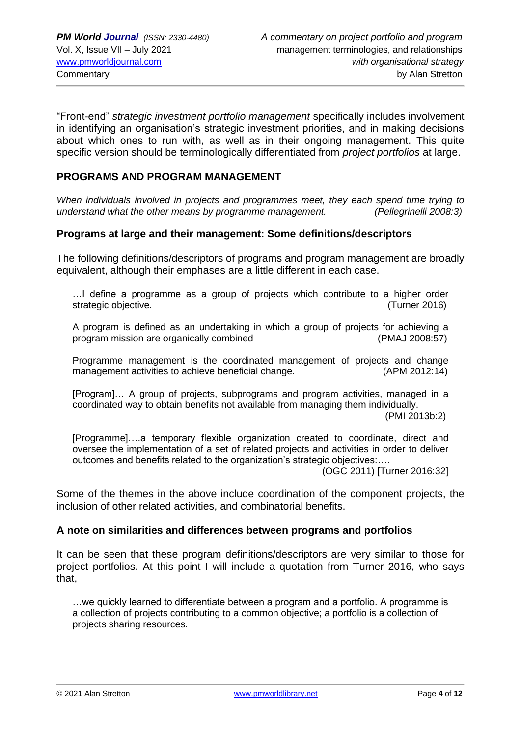"Front-end" *strategic investment portfolio management* specifically includes involvement in identifying an organisation's strategic investment priorities, and in making decisions about which ones to run with, as well as in their ongoing management. This quite specific version should be terminologically differentiated from *project portfolios* at large.

## PROGRAMS AND PROGRAM MANAGEMENT

*When individuals involved in projects and programmes meet, they each spend time trying to understand what the other means by programme management.* *(Pellegrinelli 2008:3)*

### Programs at large and their management: Some definitions/descriptors

The following definitions/descriptors of programs and program management are broadly equivalent, although their emphases are a little different in each case.

> …I define a programme as a group of projects which contribute to a higher order strategic objective. (Turner 2016)

> A program is defined as an undertaking in which a group of projects for achieving a program mission are organically combined (PMAJ 2008:57)

> Programme management is the coordinated management of projects and change management activities to achieve beneficial change. (APM 2012:14)

> [Program]… A group of projects, subprograms and program activities, managed in a coordinated way to obtain benefits not available from managing them individually. (PMI 2013b:2)

> [Programme]….a temporary flexible organization created to coordinate, direct and oversee the implementation of a set of related projects and activities in order to deliver outcomes and benefits related to the organization's strategic objectives:…. (OGC 2011) [Turner 2016:32]

Some of the themes in the above include coordination of the component projects, the inclusion of other related activities, and combinatorial benefits.

### A note on similarities and differences between programs and portfolios

It can be seen that these program definitions/descriptors are very similar to those for project portfolios. At this point I will include a quotation from Turner 2016, who says that,

> …we quickly learned to differentiate between a program and a portfolio. A programme is a collection of projects contributing to a common objective; a portfolio is a collection of projects sharing resources.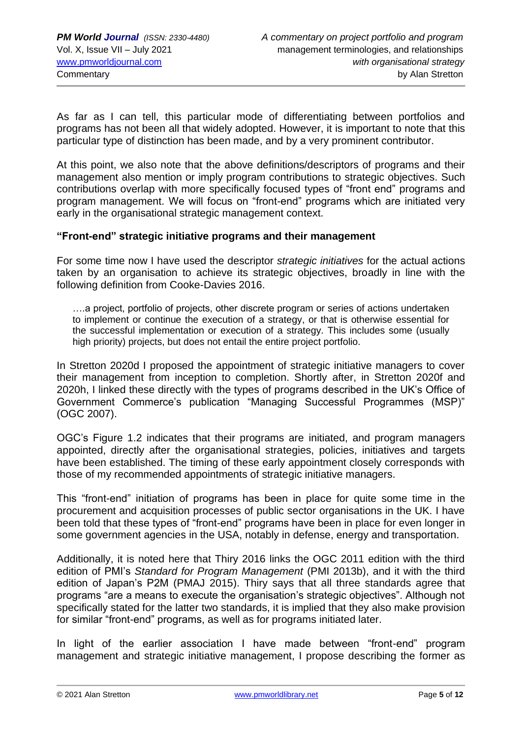As far as I can tell, this particular mode of differentiating between portfolios and programs has not been all that widely adopted. However, it is important to note that this particular type of distinction has been made, and by a very prominent contributor.

At this point, we also note that the above definitions/descriptors of programs and their management also mention or imply program contributions to strategic objectives. Such contributions overlap with more specifically focused types of "front end" programs and program management. We will focus on "front-end" programs which are initiated very early in the organisational strategic management context.

### "Front-end" strategic initiative programs and their management

For some time now I have used the descriptor *strategic initiatives* for the actual actions taken by an organisation to achieve its strategic objectives, broadly in line with the following definition from Cooke-Davies 2016.

> ….a project, portfolio of projects, other discrete program or series of actions undertaken to implement or continue the execution of a strategy, or that is otherwise essential for the successful implementation or execution of a strategy. This includes some (usually high priority) projects, but does not entail the entire project portfolio.

In Stretton 2020d I proposed the appointment of strategic initiative managers to cover their management from inception to completion. Shortly after, in Stretton 2020f and 2020h, I linked these directly with the types of programs described in the UK's Office of Government Commerce's publication "Managing Successful Programmes (MSP)" (OGC 2007).

OGC's Figure 1.2 indicates that their programs are initiated, and program managers appointed, directly after the organisational strategies, policies, initiatives and targets have been established. The timing of these early appointment closely corresponds with those of my recommended appointments of strategic initiative managers.

This "front-end" initiation of programs has been in place for quite some time in the procurement and acquisition processes of public sector organisations in the UK. I have been told that these types of "front-end" programs have been in place for even longer in some government agencies in the USA, notably in defense, energy and transportation.

Additionally, it is noted here that Thiry 2016 links the OGC 2011 edition with the third edition of PMI's *Standard for Program Management* (PMI 2013b), and it with the third edition of Japan's P2M (PMAJ 2015). Thiry says that all three standards agree that programs "are a means to execute the organisation's strategic objectives". Although not specifically stated for the latter two standards, it is implied that they also make provision for similar "front-end" programs, as well as for programs initiated later.

In light of the earlier association I have made between "front-end" program management and strategic initiative management, I propose describing the former as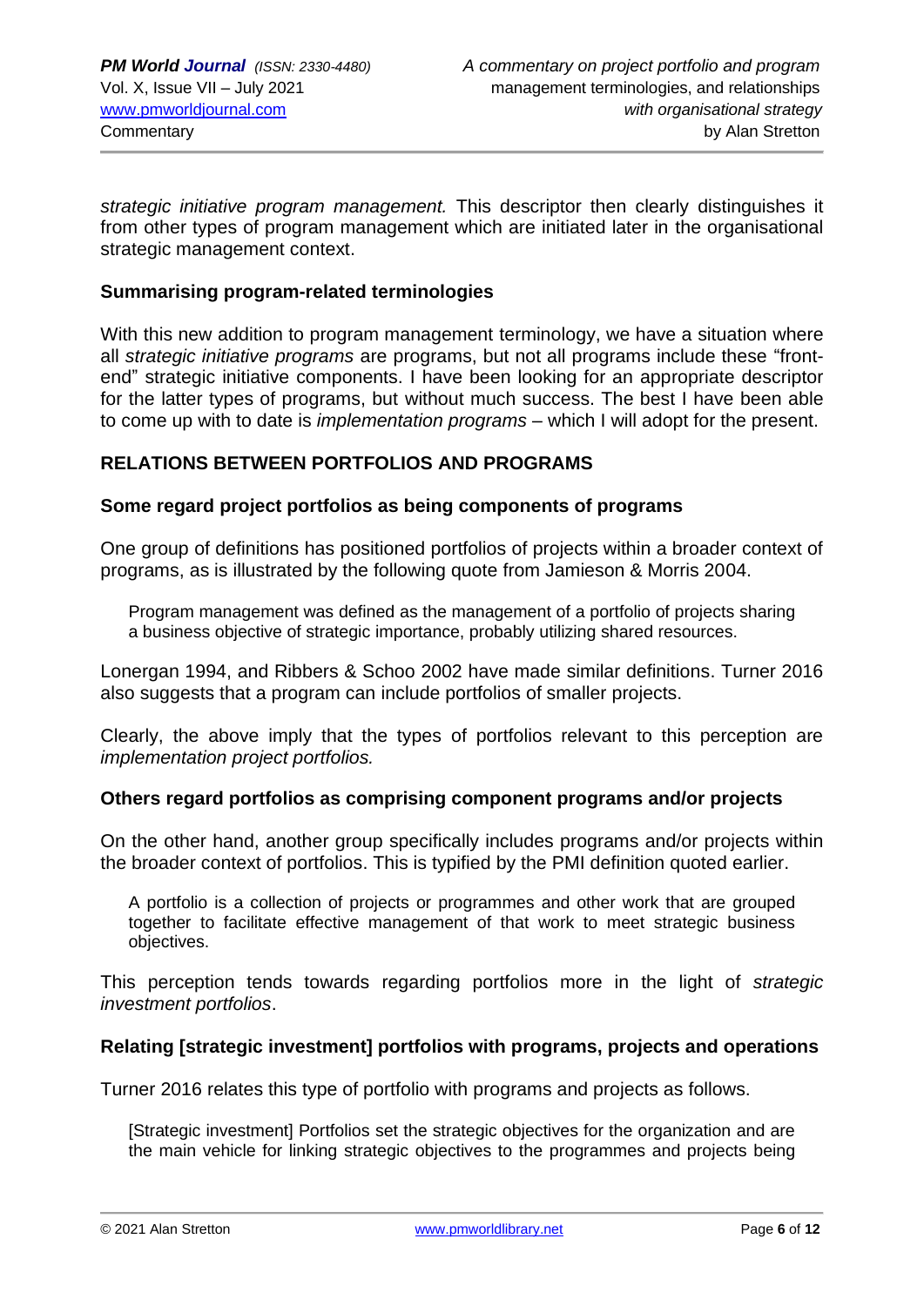*strategic initiative program management.* This descriptor then clearly distinguishes it from other types of program management which are initiated later in the organisational strategic management context.

### Summarising program-related terminologies

With this new addition to program management terminology, we have a situation where all *strategic initiative programs* are programs, but not all programs include these "front-end" strategic initiative components. I have been looking for an appropriate descriptor for the latter types of programs, but without much success. The best I have been able to come up with to date is *implementation programs* – which I will adopt for the present.

## RELATIONS BETWEEN PORTFOLIOS AND PROGRAMS

### Some regard project portfolios as being components of programs

One group of definitions has positioned portfolios of projects within a broader context of programs, as is illustrated by the following quote from Jamieson & Morris 2004.

> Program management was defined as the management of a portfolio of projects sharing a business objective of strategic importance, probably utilizing shared resources.

Lonergan 1994, and Ribbers & Schoo 2002 have made similar definitions. Turner 2016 also suggests that a program can include portfolios of smaller projects.

Clearly, the above imply that the types of portfolios relevant to this perception are *implementation project portfolios.*

### Others regard portfolios as comprising component programs and/or projects

On the other hand, another group specifically includes programs and/or projects within the broader context of portfolios. This is typified by the PMI definition quoted earlier.

> A portfolio is a collection of projects or programmes and other work that are grouped together to facilitate effective management of that work to meet strategic business objectives.

This perception tends towards regarding portfolios more in the light of *strategic investment portfolios*.

### Relating [strategic investment] portfolios with programs, projects and operations

Turner 2016 relates this type of portfolio with programs and projects as follows.

> [Strategic investment] Portfolios set the strategic objectives for the organization and are the main vehicle for linking strategic objectives to the programmes and projects being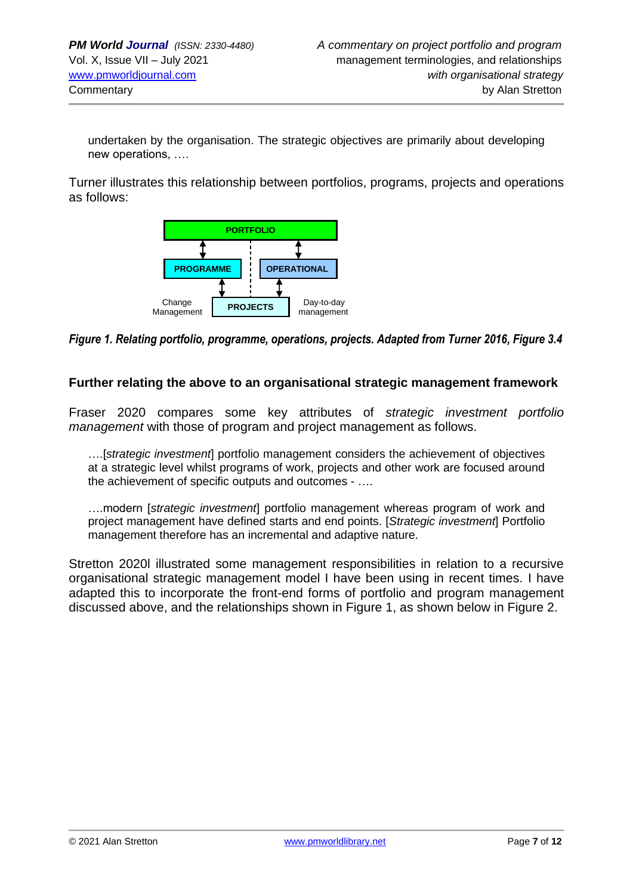> undertaken by the organisation. The strategic objectives are primarily about developing new operations, ….

Turner illustrates this relationship between portfolios, programs, projects and operations as follows:

PORTFOLIO

PROGRAMME | OPERATIONAL

Change Management | PROJECTS | Day-to-day management

*Figure 1. Relating portfolio, programme, operations, projects. Adapted from Turner 2016, Figure 3.4*

## Further relating the above to an organisational strategic management framework

Fraser 2020 compares some key attributes of *strategic investment portfolio management* with those of program and project management as follows.

> ….[*strategic investment*] portfolio management considers the achievement of objectives at a strategic level whilst programs of work, projects and other work are focused around the achievement of specific outputs and outcomes - ….
>
> ….modern [*strategic investment*] portfolio management whereas program of work and project management have defined starts and end points. [*Strategic investment*] Portfolio management therefore has an incremental and adaptive nature.

Stretton 2020l illustrated some management responsibilities in relation to a recursive organisational strategic management model I have been using in recent times. I have adapted this to incorporate the front-end forms of portfolio and program management discussed above, and the relationships shown in Figure 1, as shown below in Figure 2.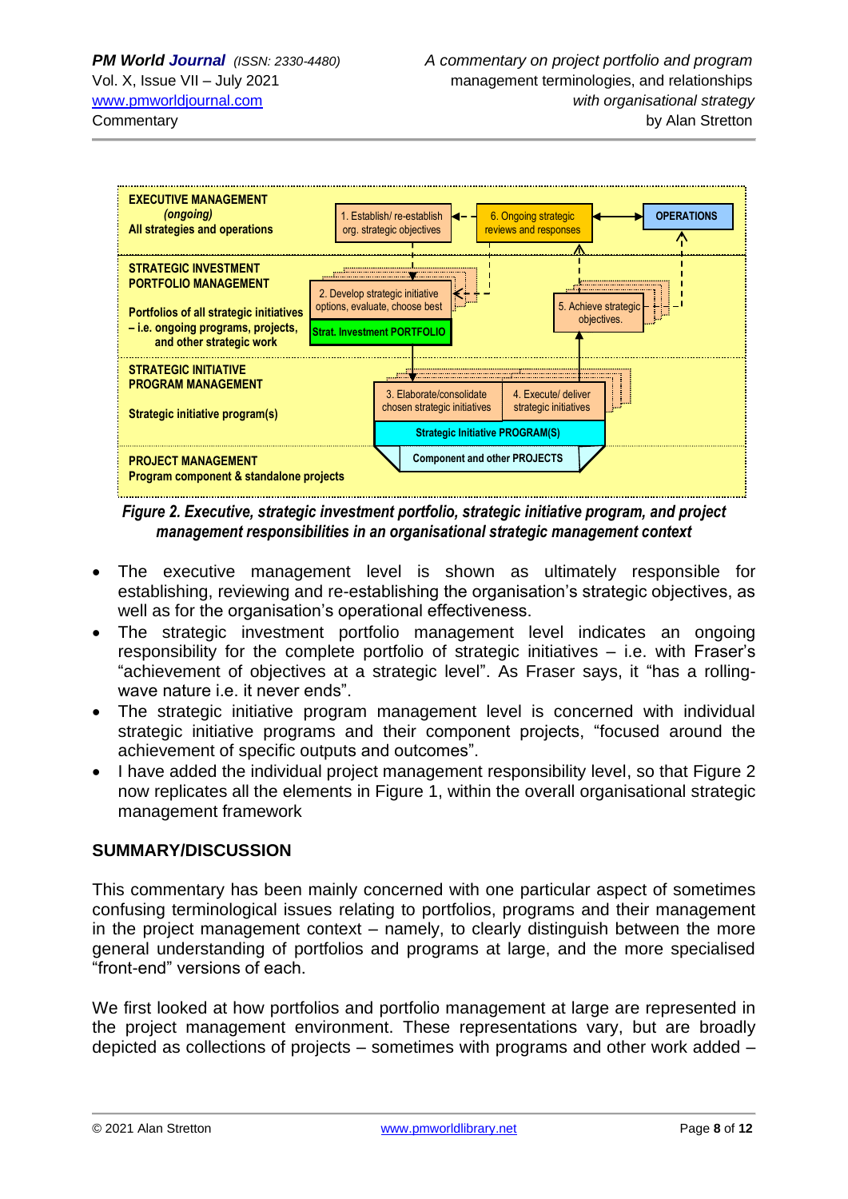*Figure 2. Executive, strategic investment portfolio, strategic initiative program, and project management responsibilities in an organisational strategic management context*

- The executive management level is shown as ultimately responsible for establishing, reviewing and re-establishing the organisation's strategic objectives, as well as for the organisation's operational effectiveness.
- The strategic investment portfolio management level indicates an ongoing responsibility for the complete portfolio of strategic initiatives – i.e. with Fraser's "achievement of objectives at a strategic level". As Fraser says, it "has a rolling-wave nature i.e. it never ends".
- The strategic initiative program management level is concerned with individual strategic initiative programs and their component projects, "focused around the achievement of specific outputs and outcomes".
- I have added the individual project management responsibility level, so that Figure 2 now replicates all the elements in Figure 1, within the overall organisational strategic management framework

## SUMMARY/DISCUSSION

This commentary has been mainly concerned with one particular aspect of sometimes confusing terminological issues relating to portfolios, programs and their management in the project management context – namely, to clearly distinguish between the more general understanding of portfolios and programs at large, and the more specialised "front-end" versions of each.

We first looked at how portfolios and portfolio management at large are represented in the project management environment. These representations vary, but are broadly depicted as collections of projects – sometimes with programs and other work added –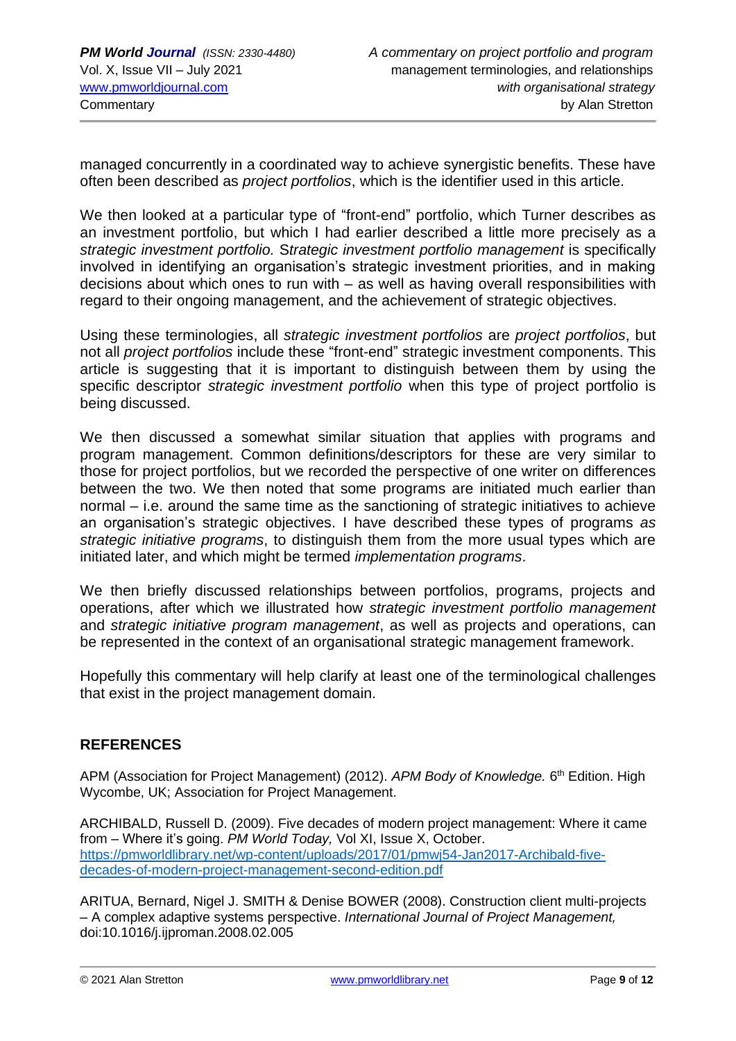managed concurrently in a coordinated way to achieve synergistic benefits. These have often been described as *project portfolios*, which is the identifier used in this article.

We then looked at a particular type of "front-end" portfolio, which Turner describes as an investment portfolio, but which I had earlier described a little more precisely as a *strategic investment portfolio. Strategic investment portfolio management* is specifically involved in identifying an organisation's strategic investment priorities, and in making decisions about which ones to run with – as well as having overall responsibilities with regard to their ongoing management, and the achievement of strategic objectives.

Using these terminologies, all *strategic investment portfolios* are *project portfolios*, but not all *project portfolios* include these "front-end" strategic investment components. This article is suggesting that it is important to distinguish between them by using the specific descriptor *strategic investment portfolio* when this type of project portfolio is being discussed.

We then discussed a somewhat similar situation that applies with programs and program management. Common definitions/descriptors for these are very similar to those for project portfolios, but we recorded the perspective of one writer on differences between the two. We then noted that some programs are initiated much earlier than normal – i.e. around the same time as the sanctioning of strategic initiatives to achieve an organisation's strategic objectives. I have described these types of programs *as strategic initiative programs*, to distinguish them from the more usual types which are initiated later, and which might be termed *implementation programs*.

We then briefly discussed relationships between portfolios, programs, projects and operations, after which we illustrated how *strategic investment portfolio management* and *strategic initiative program management*, as well as projects and operations, can be represented in the context of an organisational strategic management framework.

Hopefully this commentary will help clarify at least one of the terminological challenges that exist in the project management domain.

## REFERENCES

APM (Association for Project Management) (2012). *APM Body of Knowledge.* 6th Edition. High Wycombe, UK; Association for Project Management.

ARCHIBALD, Russell D. (2009). Five decades of modern project management: Where it came from – Where it's going. *PM World Today,* Vol XI, Issue X, October. https://pmworldlibrary.net/wp-content/uploads/2017/01/pmwj54-Jan2017-Archibald-five-decades-of-modern-project-management-second-edition.pdf

ARITUA, Bernard, Nigel J. SMITH & Denise BOWER (2008). Construction client multi-projects – A complex adaptive systems perspective. *International Journal of Project Management,* doi:10.1016/j.ijproman.2008.02.005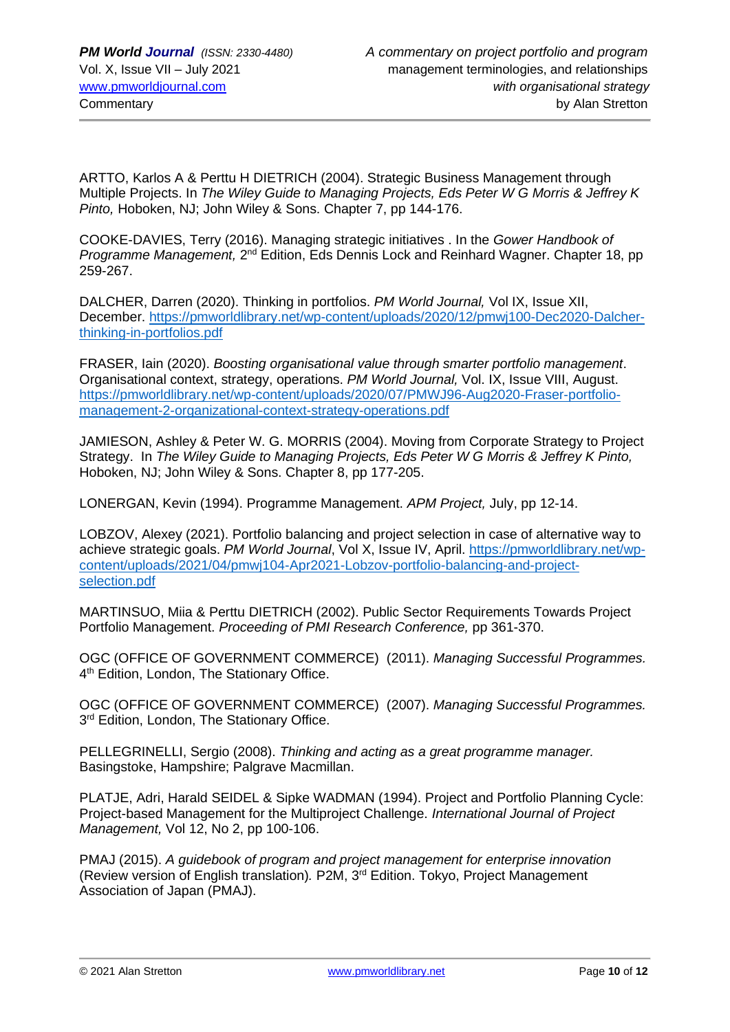ARTTO, Karlos A & Perttu H DIETRICH (2004). Strategic Business Management through Multiple Projects. In *The Wiley Guide to Managing Projects, Eds Peter W G Morris & Jeffrey K Pinto,* Hoboken, NJ; John Wiley & Sons. Chapter 7, pp 144-176.

COOKE-DAVIES, Terry (2016). Managing strategic initiatives . In the *Gower Handbook of Programme Management,* 2nd Edition, Eds Dennis Lock and Reinhard Wagner. Chapter 18, pp 259-267.

DALCHER, Darren (2020). Thinking in portfolios. *PM World Journal,* Vol IX, Issue XII, December. https://pmworldlibrary.net/wp-content/uploads/2020/12/pmwj100-Dec2020-Dalcher-thinking-in-portfolios.pdf

FRASER, Iain (2020). *Boosting organisational value through smarter portfolio management*. Organisational context, strategy, operations. *PM World Journal,* Vol. IX, Issue VIII, August. https://pmworldlibrary.net/wp-content/uploads/2020/07/PMWJ96-Aug2020-Fraser-portfolio-management-2-organizational-context-strategy-operations.pdf

JAMIESON, Ashley & Peter W. G. MORRIS (2004). Moving from Corporate Strategy to Project Strategy. In *The Wiley Guide to Managing Projects, Eds Peter W G Morris & Jeffrey K Pinto,* Hoboken, NJ; John Wiley & Sons. Chapter 8, pp 177-205.

LONERGAN, Kevin (1994). Programme Management. *APM Project,* July, pp 12-14.

LOBZOV, Alexey (2021). Portfolio balancing and project selection in case of alternative way to achieve strategic goals. *PM World Journal*, Vol X, Issue IV, April. https://pmworldlibrary.net/wp-content/uploads/2021/04/pmwj104-Apr2021-Lobzov-portfolio-balancing-and-project-selection.pdf

MARTINSUO, Miia & Perttu DIETRICH (2002). Public Sector Requirements Towards Project Portfolio Management. *Proceeding of PMI Research Conference,* pp 361-370.

OGC (OFFICE OF GOVERNMENT COMMERCE) (2011). *Managing Successful Programmes.* 4th Edition, London, The Stationary Office.

OGC (OFFICE OF GOVERNMENT COMMERCE) (2007). *Managing Successful Programmes.* 3rd Edition, London, The Stationary Office.

PELLEGRINELLI, Sergio (2008). *Thinking and acting as a great programme manager.* Basingstoke, Hampshire; Palgrave Macmillan.

PLATJE, Adri, Harald SEIDEL & Sipke WADMAN (1994). Project and Portfolio Planning Cycle: Project-based Management for the Multiproject Challenge. *International Journal of Project Management,* Vol 12, No 2, pp 100-106.

PMAJ (2015). *A guidebook of program and project management for enterprise innovation* (Review version of English translation)*.* P2M, 3rd Edition. Tokyo, Project Management Association of Japan (PMAJ).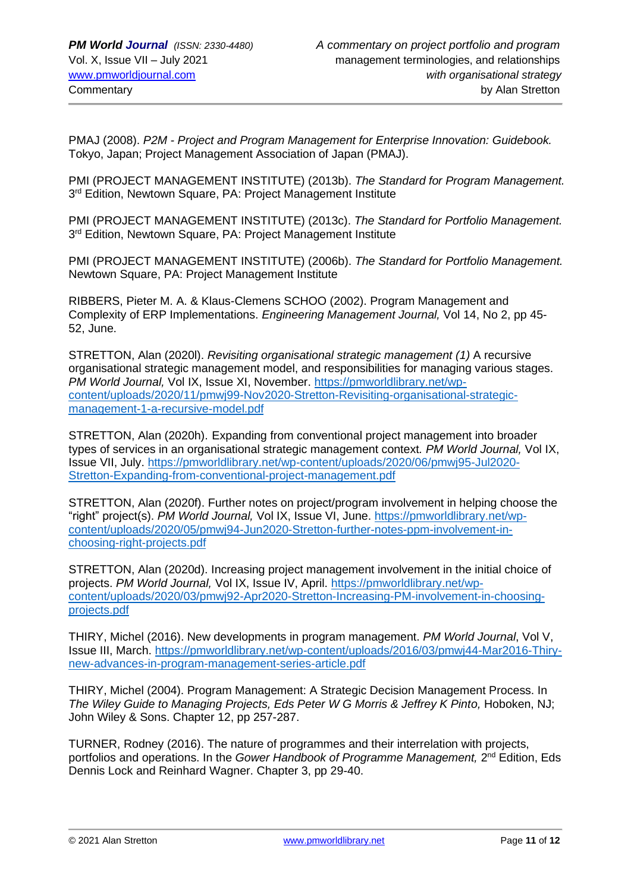PMAJ (2008). *P2M - Project and Program Management for Enterprise Innovation: Guidebook.* Tokyo, Japan; Project Management Association of Japan (PMAJ).

PMI (PROJECT MANAGEMENT INSTITUTE) (2013b). *The Standard for Program Management.* 3rd Edition, Newtown Square, PA: Project Management Institute

PMI (PROJECT MANAGEMENT INSTITUTE) (2013c). *The Standard for Portfolio Management.* 3rd Edition, Newtown Square, PA: Project Management Institute

PMI (PROJECT MANAGEMENT INSTITUTE) (2006b). *The Standard for Portfolio Management.* Newtown Square, PA: Project Management Institute

RIBBERS, Pieter M. A. & Klaus-Clemens SCHOO (2002). Program Management and Complexity of ERP Implementations. *Engineering Management Journal,* Vol 14, No 2, pp 45-52, June.

STRETTON, Alan (2020l). *Revisiting organisational strategic management (1)* A recursive organisational strategic management model, and responsibilities for managing various stages. *PM World Journal,* Vol IX, Issue XI, November. https://pmworldlibrary.net/wp-content/uploads/2020/11/pmwj99-Nov2020-Stretton-Revisiting-organisational-strategic-management-1-a-recursive-model.pdf

STRETTON, Alan (2020h). Expanding from conventional project management into broader types of services in an organisational strategic management context. *PM World Journal,* Vol IX, Issue VII, July. https://pmworldlibrary.net/wp-content/uploads/2020/06/pmwj95-Jul2020-Stretton-Expanding-from-conventional-project-management.pdf

STRETTON, Alan (2020f). Further notes on project/program involvement in helping choose the "right" project(s). *PM World Journal,* Vol IX, Issue VI, June. https://pmworldlibrary.net/wp-content/uploads/2020/05/pmwj94-Jun2020-Stretton-further-notes-ppm-involvement-in-choosing-right-projects.pdf

STRETTON, Alan (2020d). Increasing project management involvement in the initial choice of projects. *PM World Journal,* Vol IX, Issue IV, April. https://pmworldlibrary.net/wp-content/uploads/2020/03/pmwj92-Apr2020-Stretton-Increasing-PM-involvement-in-choosing-projects.pdf

THIRY, Michel (2016). New developments in program management. *PM World Journal*, Vol V, Issue III, March. https://pmworldlibrary.net/wp-content/uploads/2016/03/pmwj44-Mar2016-Thiry-new-advances-in-program-management-series-article.pdf

THIRY, Michel (2004). Program Management: A Strategic Decision Management Process. In *The Wiley Guide to Managing Projects, Eds Peter W G Morris & Jeffrey K Pinto,* Hoboken, NJ; John Wiley & Sons. Chapter 12, pp 257-287.

TURNER, Rodney (2016). The nature of programmes and their interrelation with projects, portfolios and operations. In the *Gower Handbook of Programme Management,* 2nd Edition, Eds Dennis Lock and Reinhard Wagner. Chapter 3, pp 29-40.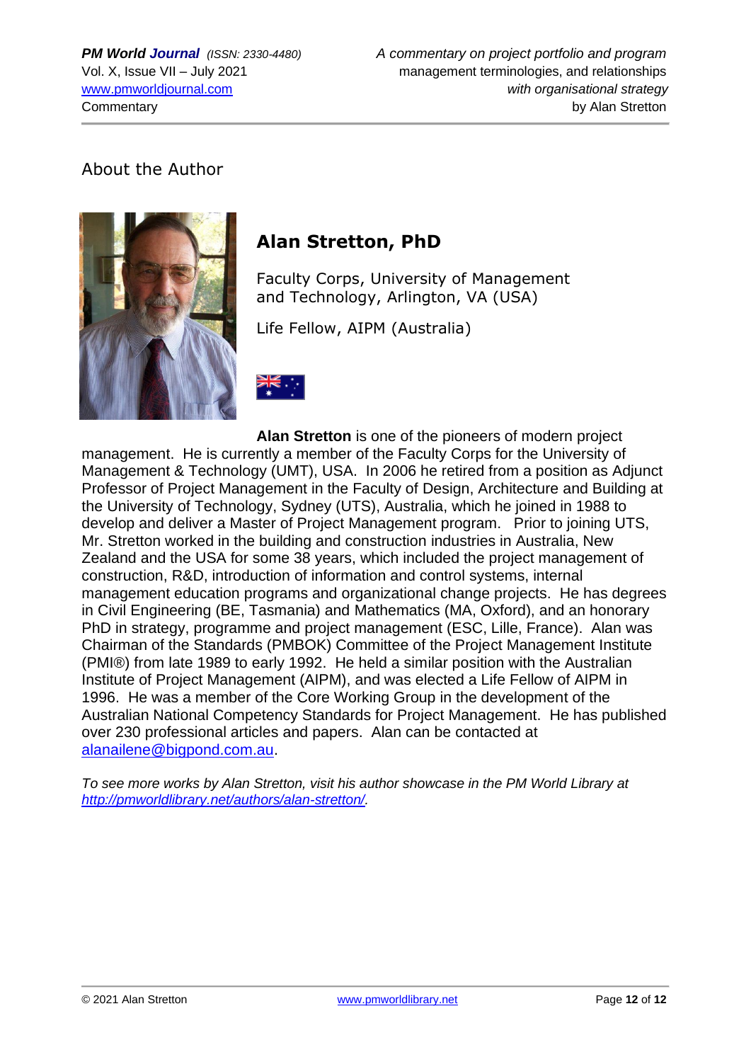## About the Author

### Alan Stretton, PhD

Faculty Corps, University of Management and Technology, Arlington, VA (USA)

Life Fellow, AIPM (Australia)

**Alan Stretton** is one of the pioneers of modern project management. He is currently a member of the Faculty Corps for the University of Management & Technology (UMT), USA. In 2006 he retired from a position as Adjunct Professor of Project Management in the Faculty of Design, Architecture and Building at the University of Technology, Sydney (UTS), Australia, which he joined in 1988 to develop and deliver a Master of Project Management program. Prior to joining UTS, Mr. Stretton worked in the building and construction industries in Australia, New Zealand and the USA for some 38 years, which included the project management of construction, R&D, introduction of information and control systems, internal management education programs and organizational change projects. He has degrees in Civil Engineering (BE, Tasmania) and Mathematics (MA, Oxford), and an honorary PhD in strategy, programme and project management (ESC, Lille, France). Alan was Chairman of the Standards (PMBOK) Committee of the Project Management Institute (PMI®) from late 1989 to early 1992. He held a similar position with the Australian Institute of Project Management (AIPM), and was elected a Life Fellow of AIPM in 1996. He was a member of the Core Working Group in the development of the Australian National Competency Standards for Project Management. He has published over 230 professional articles and papers. Alan can be contacted at alanailene@bigpond.com.au.

*To see more works by Alan Stretton, visit his author showcase in the PM World Library at http://pmworldlibrary.net/authors/alan-stretton/.*